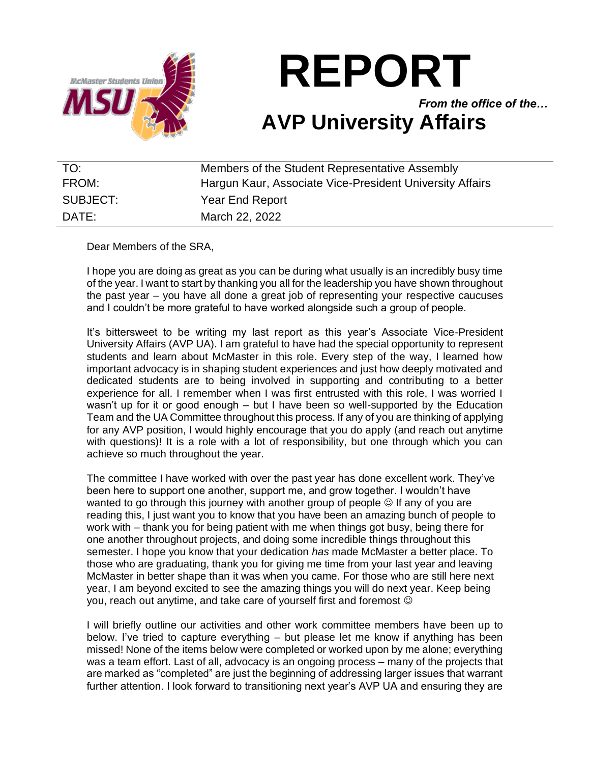# REPORT

*From the office of the…*

## AVP University Affairs

| | |
|---|---|
| TO: | Members of the Student Representative Assembly |
| FROM: | Hargun Kaur, Associate Vice-President University Affairs |
| SUBJECT: | Year End Report |
| DATE: | March 22, 2022 |

Dear Members of the SRA,

I hope you are doing as great as you can be during what usually is an incredibly busy time of the year. I want to start by thanking you all for the leadership you have shown throughout the past year – you have all done a great job of representing your respective caucuses and I couldn't be more grateful to have worked alongside such a group of people.

It's bittersweet to be writing my last report as this year's Associate Vice-President University Affairs (AVP UA). I am grateful to have had the special opportunity to represent students and learn about McMaster in this role. Every step of the way, I learned how important advocacy is in shaping student experiences and just how deeply motivated and dedicated students are to being involved in supporting and contributing to a better experience for all. I remember when I was first entrusted with this role, I was worried I wasn't up for it or good enough – but I have been so well-supported by the Education Team and the UA Committee throughout this process. If any of you are thinking of applying for any AVP position, I would highly encourage that you do apply (and reach out anytime with questions)! It is a role with a lot of responsibility, but one through which you can achieve so much throughout the year.

The committee I have worked with over the past year has done excellent work. They've been here to support one another, support me, and grow together. I wouldn't have wanted to go through this journey with another group of people ☺ If any of you are reading this, I just want you to know that you have been an amazing bunch of people to work with – thank you for being patient with me when things got busy, being there for one another throughout projects, and doing some incredible things throughout this semester. I hope you know that your dedication *has* made McMaster a better place. To those who are graduating, thank you for giving me time from your last year and leaving McMaster in better shape than it was when you came. For those who are still here next year, I am beyond excited to see the amazing things you will do next year. Keep being you, reach out anytime, and take care of yourself first and foremost ☺

I will briefly outline our activities and other work committee members have been up to below. I've tried to capture everything – but please let me know if anything has been missed! None of the items below were completed or worked upon by me alone; everything was a team effort. Last of all, advocacy is an ongoing process – many of the projects that are marked as "completed" are just the beginning of addressing larger issues that warrant further attention. I look forward to transitioning next year's AVP UA and ensuring they are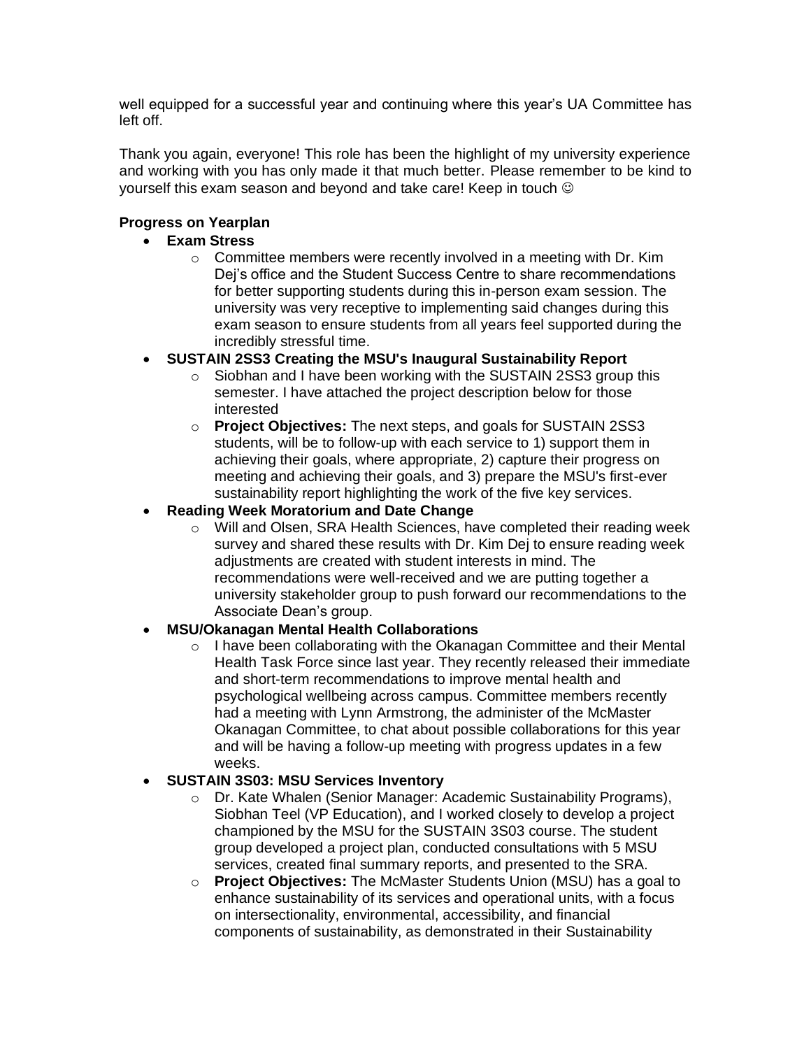well equipped for a successful year and continuing where this year's UA Committee has left off.

Thank you again, everyone! This role has been the highlight of my university experience and working with you has only made it that much better. Please remember to be kind to yourself this exam season and beyond and take care! Keep in touch ☺

**Progress on Yearplan**

- **Exam Stress**
  - Committee members were recently involved in a meeting with Dr. Kim Dej's office and the Student Success Centre to share recommendations for better supporting students during this in-person exam session. The university was very receptive to implementing said changes during this exam season to ensure students from all years feel supported during the incredibly stressful time.
- **SUSTAIN 2SS3 Creating the MSU's Inaugural Sustainability Report**
  - Siobhan and I have been working with the SUSTAIN 2SS3 group this semester. I have attached the project description below for those interested
  - **Project Objectives:** The next steps, and goals for SUSTAIN 2SS3 students, will be to follow-up with each service to 1) support them in achieving their goals, where appropriate, 2) capture their progress on meeting and achieving their goals, and 3) prepare the MSU's first-ever sustainability report highlighting the work of the five key services.
- **Reading Week Moratorium and Date Change**
  - Will and Olsen, SRA Health Sciences, have completed their reading week survey and shared these results with Dr. Kim Dej to ensure reading week adjustments are created with student interests in mind. The recommendations were well-received and we are putting together a university stakeholder group to push forward our recommendations to the Associate Dean's group.
- **MSU/Okanagan Mental Health Collaborations**
  - I have been collaborating with the Okanagan Committee and their Mental Health Task Force since last year. They recently released their immediate and short-term recommendations to improve mental health and psychological wellbeing across campus. Committee members recently had a meeting with Lynn Armstrong, the administer of the McMaster Okanagan Committee, to chat about possible collaborations for this year and will be having a follow-up meeting with progress updates in a few weeks.
- **SUSTAIN 3S03: MSU Services Inventory**
  - Dr. Kate Whalen (Senior Manager: Academic Sustainability Programs), Siobhan Teel (VP Education), and I worked closely to develop a project championed by the MSU for the SUSTAIN 3S03 course. The student group developed a project plan, conducted consultations with 5 MSU services, created final summary reports, and presented to the SRA.
  - **Project Objectives:** The McMaster Students Union (MSU) has a goal to enhance sustainability of its services and operational units, with a focus on intersectionality, environmental, accessibility, and financial components of sustainability, as demonstrated in their Sustainability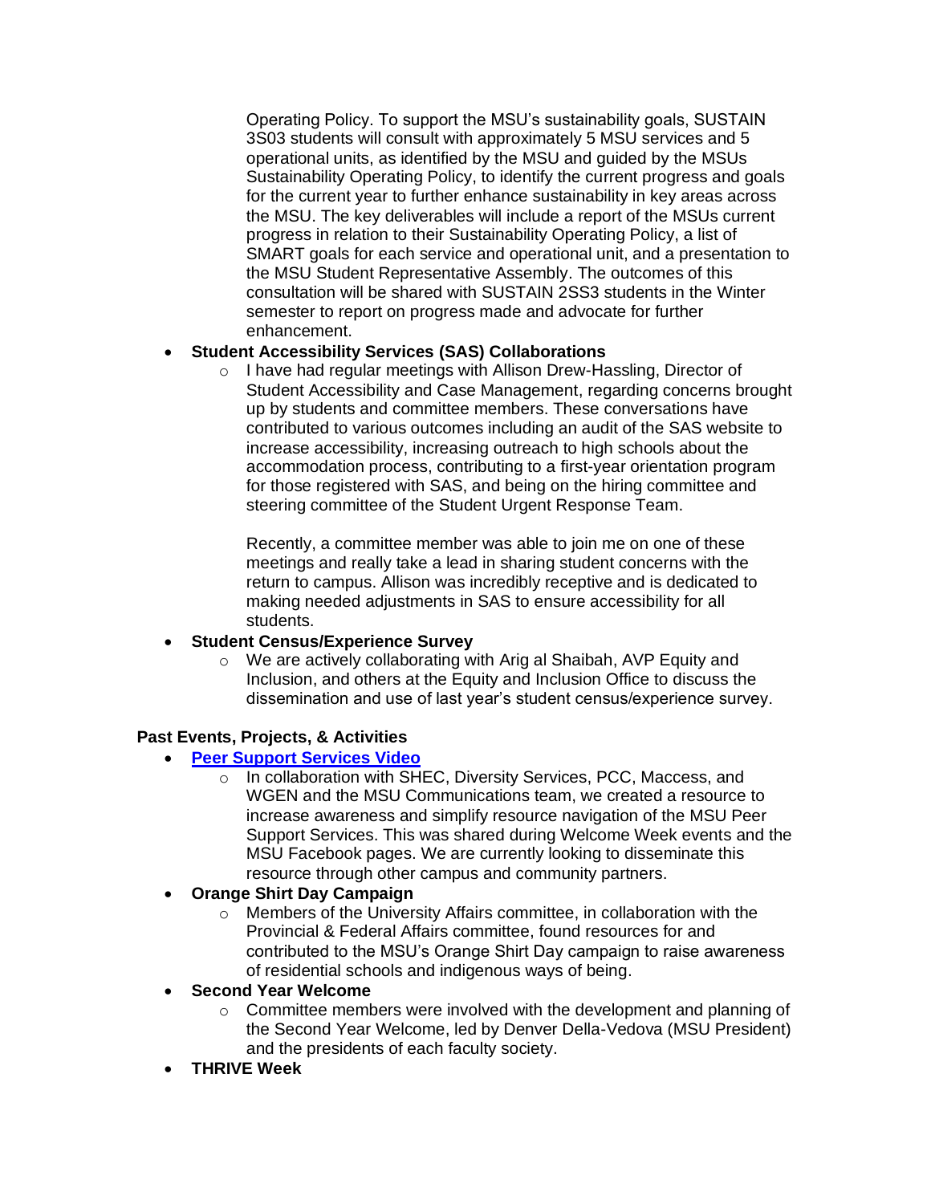Operating Policy. To support the MSU's sustainability goals, SUSTAIN 3S03 students will consult with approximately 5 MSU services and 5 operational units, as identified by the MSU and guided by the MSUs Sustainability Operating Policy, to identify the current progress and goals for the current year to further enhance sustainability in key areas across the MSU. The key deliverables will include a report of the MSUs current progress in relation to their Sustainability Operating Policy, a list of SMART goals for each service and operational unit, and a presentation to the MSU Student Representative Assembly. The outcomes of this consultation will be shared with SUSTAIN 2SS3 students in the Winter semester to report on progress made and advocate for further enhancement.

- **Student Accessibility Services (SAS) Collaborations**
  - I have had regular meetings with Allison Drew-Hassling, Director of Student Accessibility and Case Management, regarding concerns brought up by students and committee members. These conversations have contributed to various outcomes including an audit of the SAS website to increase accessibility, increasing outreach to high schools about the accommodation process, contributing to a first-year orientation program for those registered with SAS, and being on the hiring committee and steering committee of the Student Urgent Response Team.

    Recently, a committee member was able to join me on one of these meetings and really take a lead in sharing student concerns with the return to campus. Allison was incredibly receptive and is dedicated to making needed adjustments in SAS to ensure accessibility for all students.
- **Student Census/Experience Survey**
  - We are actively collaborating with Arig al Shaibah, AVP Equity and Inclusion, and others at the Equity and Inclusion Office to discuss the dissemination and use of last year's student census/experience survey.

**Past Events, Projects, & Activities**

- **Peer Support Services Video**
  - In collaboration with SHEC, Diversity Services, PCC, Maccess, and WGEN and the MSU Communications team, we created a resource to increase awareness and simplify resource navigation of the MSU Peer Support Services. This was shared during Welcome Week events and the MSU Facebook pages. We are currently looking to disseminate this resource through other campus and community partners.
- **Orange Shirt Day Campaign**
  - Members of the University Affairs committee, in collaboration with the Provincial & Federal Affairs committee, found resources for and contributed to the MSU's Orange Shirt Day campaign to raise awareness of residential schools and indigenous ways of being.
- **Second Year Welcome**
  - Committee members were involved with the development and planning of the Second Year Welcome, led by Denver Della-Vedova (MSU President) and the presidents of each faculty society.
- **THRIVE Week**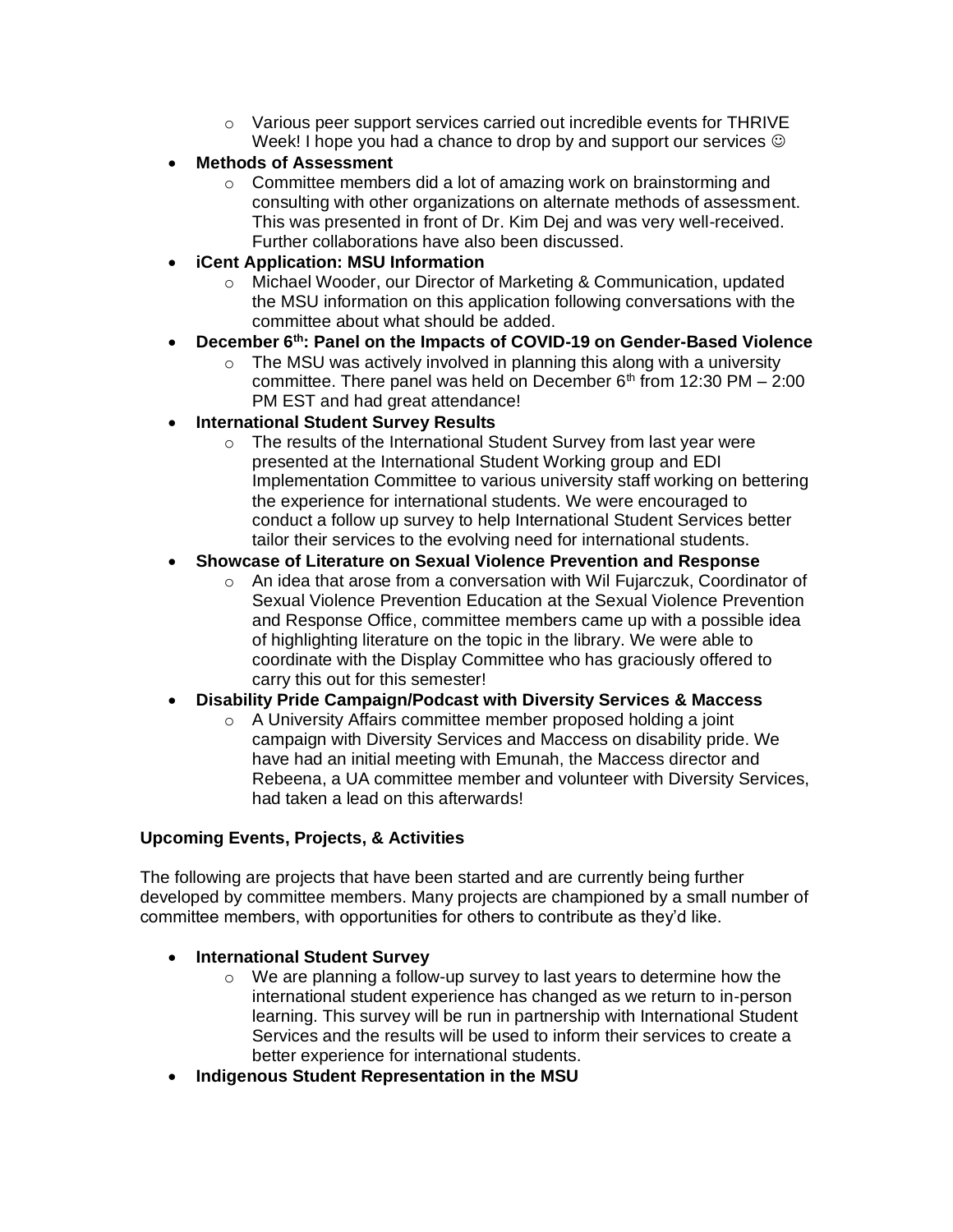- Various peer support services carried out incredible events for THRIVE Week! I hope you had a chance to drop by and support our services ☺

- **Methods of Assessment**
  - Committee members did a lot of amazing work on brainstorming and consulting with other organizations on alternate methods of assessment. This was presented in front of Dr. Kim Dej and was very well-received. Further collaborations have also been discussed.
- **iCent Application: MSU Information**
  - Michael Wooder, our Director of Marketing & Communication, updated the MSU information on this application following conversations with the committee about what should be added.
- **December 6th: Panel on the Impacts of COVID-19 on Gender-Based Violence**
  - The MSU was actively involved in planning this along with a university committee. There panel was held on December 6th from 12:30 PM – 2:00 PM EST and had great attendance!
- **International Student Survey Results**
  - The results of the International Student Survey from last year were presented at the International Student Working group and EDI Implementation Committee to various university staff working on bettering the experience for international students. We were encouraged to conduct a follow up survey to help International Student Services better tailor their services to the evolving need for international students.
- **Showcase of Literature on Sexual Violence Prevention and Response**
  - An idea that arose from a conversation with Wil Fujarczuk, Coordinator of Sexual Violence Prevention Education at the Sexual Violence Prevention and Response Office, committee members came up with a possible idea of highlighting literature on the topic in the library. We were able to coordinate with the Display Committee who has graciously offered to carry this out for this semester!
- **Disability Pride Campaign/Podcast with Diversity Services & Maccess**
  - A University Affairs committee member proposed holding a joint campaign with Diversity Services and Maccess on disability pride. We have had an initial meeting with Emunah, the Maccess director and Rebeena, a UA committee member and volunteer with Diversity Services, had taken a lead on this afterwards!

**Upcoming Events, Projects, & Activities**

The following are projects that have been started and are currently being further developed by committee members. Many projects are championed by a small number of committee members, with opportunities for others to contribute as they'd like.

- **International Student Survey**
  - We are planning a follow-up survey to last years to determine how the international student experience has changed as we return to in-person learning. This survey will be run in partnership with International Student Services and the results will be used to inform their services to create a better experience for international students.
- **Indigenous Student Representation in the MSU**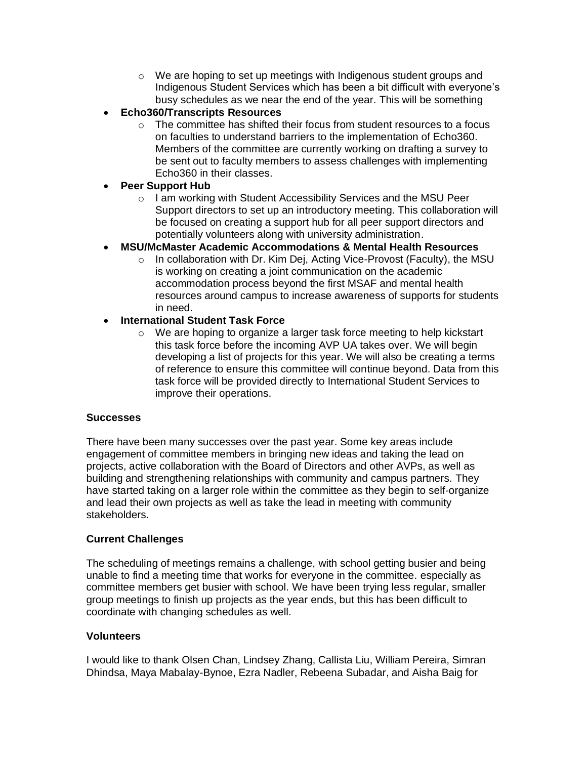- We are hoping to set up meetings with Indigenous student groups and Indigenous Student Services which has been a bit difficult with everyone's busy schedules as we near the end of the year. This will be something

- **Echo360/Transcripts Resources**
  - The committee has shifted their focus from student resources to a focus on faculties to understand barriers to the implementation of Echo360. Members of the committee are currently working on drafting a survey to be sent out to faculty members to assess challenges with implementing Echo360 in their classes.
- **Peer Support Hub**
  - I am working with Student Accessibility Services and the MSU Peer Support directors to set up an introductory meeting. This collaboration will be focused on creating a support hub for all peer support directors and potentially volunteers along with university administration.
- **MSU/McMaster Academic Accommodations & Mental Health Resources**
  - In collaboration with Dr. Kim Dej, Acting Vice-Provost (Faculty), the MSU is working on creating a joint communication on the academic accommodation process beyond the first MSAF and mental health resources around campus to increase awareness of supports for students in need.
- **International Student Task Force**
  - We are hoping to organize a larger task force meeting to help kickstart this task force before the incoming AVP UA takes over. We will begin developing a list of projects for this year. We will also be creating a terms of reference to ensure this committee will continue beyond. Data from this task force will be provided directly to International Student Services to improve their operations.

### Successes

There have been many successes over the past year. Some key areas include engagement of committee members in bringing new ideas and taking the lead on projects, active collaboration with the Board of Directors and other AVPs, as well as building and strengthening relationships with community and campus partners. They have started taking on a larger role within the committee as they begin to self-organize and lead their own projects as well as take the lead in meeting with community stakeholders.

### Current Challenges

The scheduling of meetings remains a challenge, with school getting busier and being unable to find a meeting time that works for everyone in the committee. especially as committee members get busier with school. We have been trying less regular, smaller group meetings to finish up projects as the year ends, but this has been difficult to coordinate with changing schedules as well.

### Volunteers

I would like to thank Olsen Chan, Lindsey Zhang, Callista Liu, William Pereira, Simran Dhindsa, Maya Mabalay-Bynoe, Ezra Nadler, Rebeena Subadar, and Aisha Baig for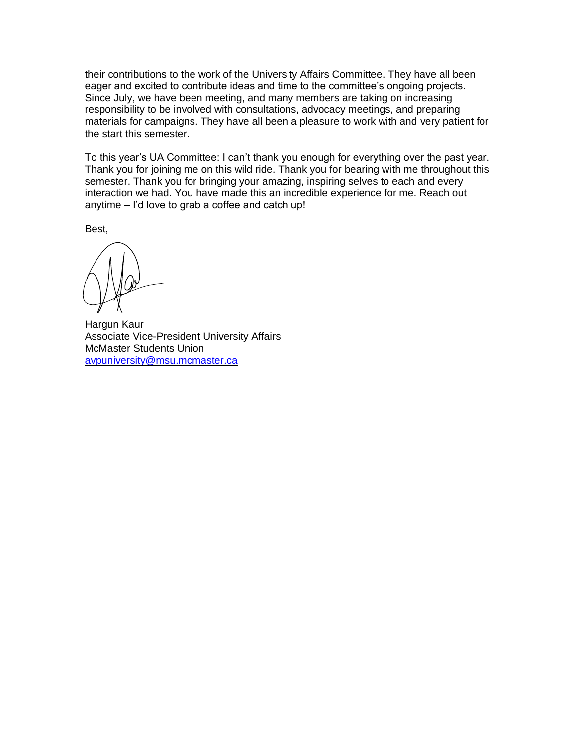their contributions to the work of the University Affairs Committee. They have all been eager and excited to contribute ideas and time to the committee's ongoing projects. Since July, we have been meeting, and many members are taking on increasing responsibility to be involved with consultations, advocacy meetings, and preparing materials for campaigns. They have all been a pleasure to work with and very patient for the start this semester.

To this year's UA Committee: I can't thank you enough for everything over the past year. Thank you for joining me on this wild ride. Thank you for bearing with me throughout this semester. Thank you for bringing your amazing, inspiring selves to each and every interaction we had. You have made this an incredible experience for me. Reach out anytime – I'd love to grab a coffee and catch up!

Best,

Hargun Kaur
Associate Vice-President University Affairs
McMaster Students Union
avpuniversity@msu.mcmaster.ca